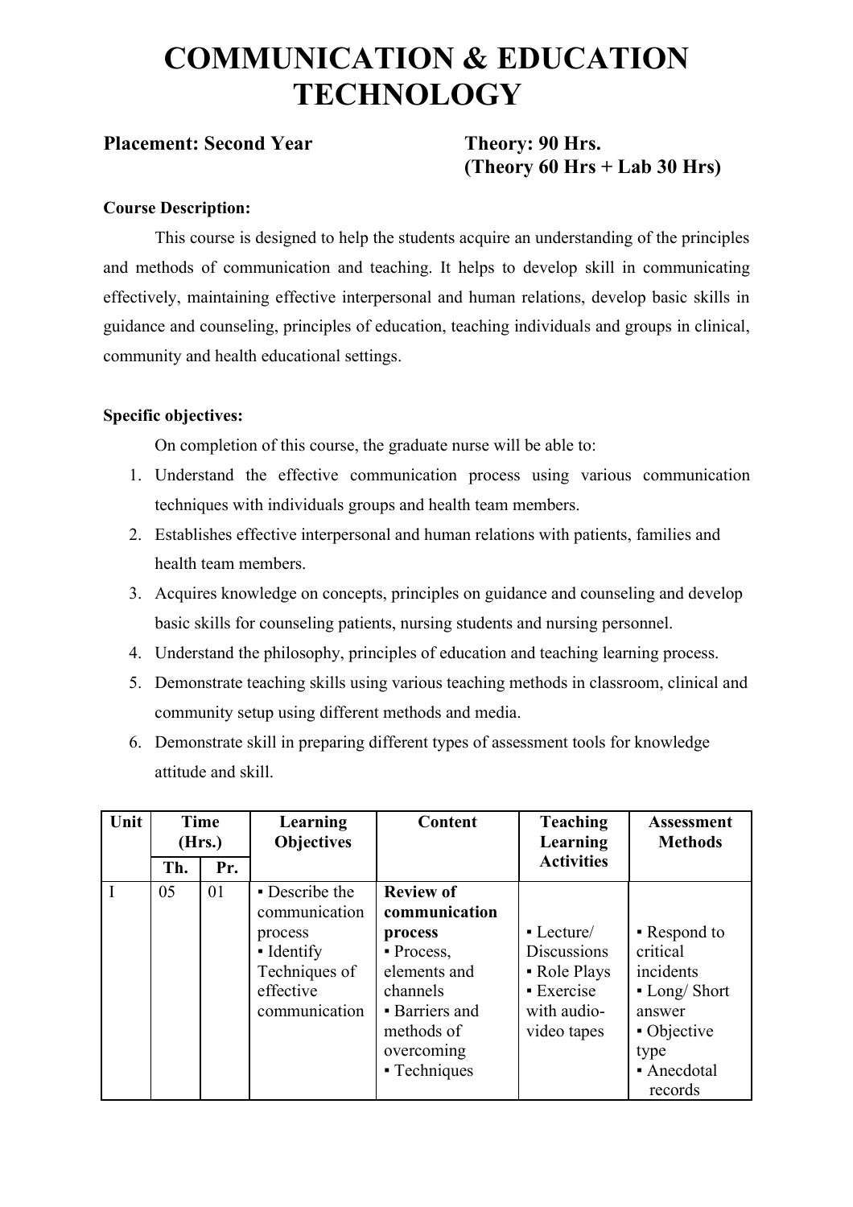# COMMUNICATION & EDUCATION TECHNOLOGY

**Placement: Second Year** **Theory: 90 Hrs. (Theory 60 Hrs + Lab 30 Hrs)**

**Course Description:**

This course is designed to help the students acquire an understanding of the principles and methods of communication and teaching. It helps to develop skill in communicating effectively, maintaining effective interpersonal and human relations, develop basic skills in guidance and counseling, principles of education, teaching individuals and groups in clinical, community and health educational settings.

**Specific objectives:**

On completion of this course, the graduate nurse will be able to:

1. Understand the effective communication process using various communication techniques with individuals groups and health team members.
2. Establishes effective interpersonal and human relations with patients, families and health team members.
3. Acquires knowledge on concepts, principles on guidance and counseling and develop basic skills for counseling patients, nursing students and nursing personnel.
4. Understand the philosophy, principles of education and teaching learning process.
5. Demonstrate teaching skills using various teaching methods in classroom, clinical and community setup using different methods and media.
6. Demonstrate skill in preparing different types of assessment tools for knowledge attitude and skill.

| Unit | Time (Hrs.) | | Learning Objectives | Content | Teaching Learning Activities | Assessment Methods |
|---|---|---|---|---|---|---|
| | Th. | Pr. | | | | |
| I | 05 | 01 | ▪ Describe the communication process<br>▪ Identify Techniques of effective communication | **Review of communication process**<br>▪ Process, elements and channels<br>▪ Barriers and methods of overcoming<br>▪ Techniques | ▪ Lecture/ Discussions<br>▪ Role Plays<br>▪ Exercise with audio-video tapes | ▪ Respond to critical incidents<br>▪ Long/ Short answer<br>▪ Objective type<br>▪ Anecdotal records |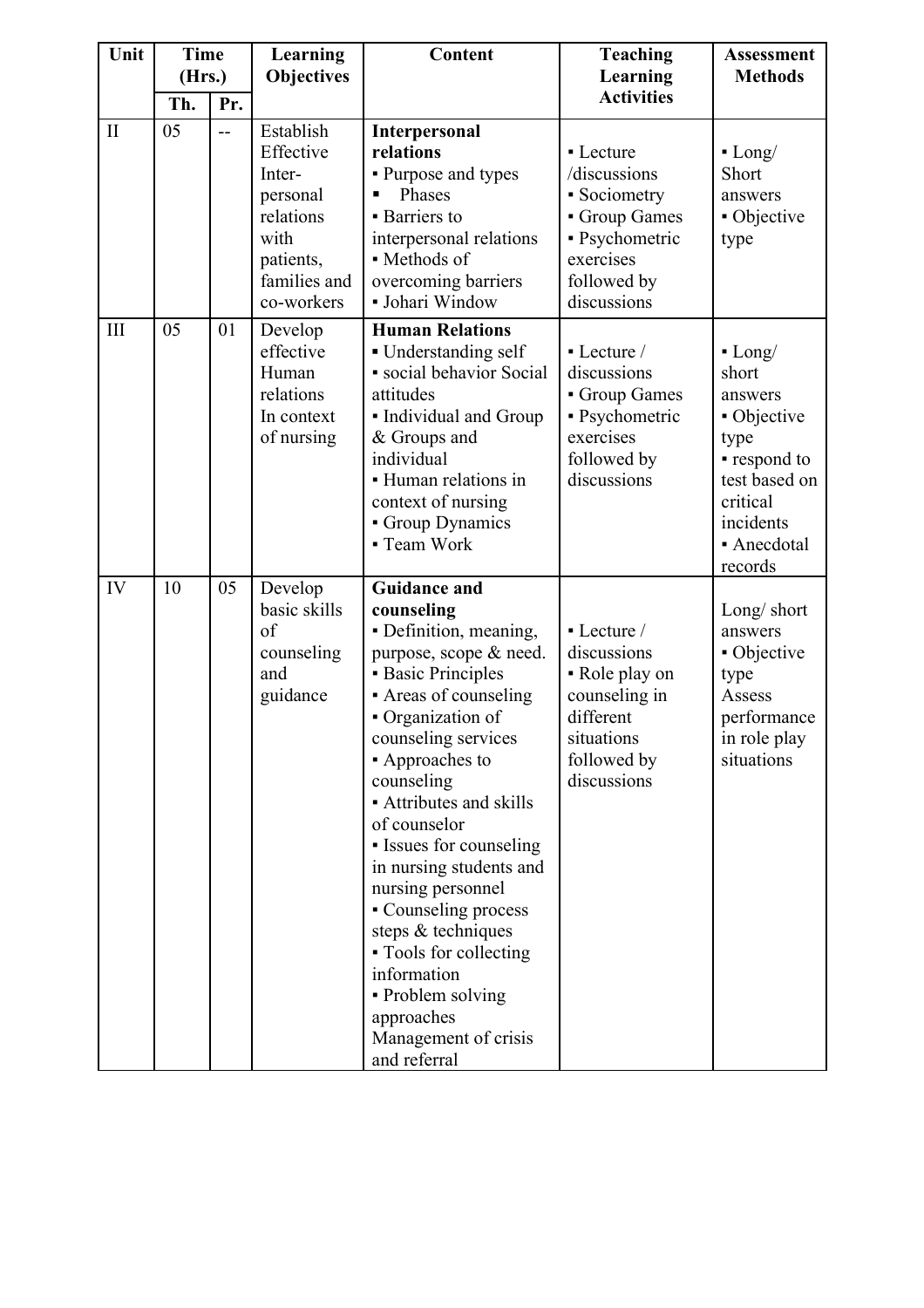| Unit | Time (Hrs.) | | Learning Objectives | Content | Teaching Learning Activities | Assessment Methods |
|---|---|---|---|---|---|---|
| | Th. | Pr. | | | | |
| II | 05 | -- | Establish Effective Inter-personal relations with patients, families and co-workers | **Interpersonal relations**<br>▪ Purpose and types<br>▪ Phases<br>▪ Barriers to interpersonal relations<br>▪ Methods of overcoming barriers<br>▪ Johari Window | ▪ Lecture /discussions<br>▪ Sociometry<br>▪ Group Games<br>▪ Psychometric exercises followed by discussions | ▪ Long/ Short answers<br>▪ Objective type |
| III | 05 | 01 | Develop effective Human relations In context of nursing | **Human Relations**<br>▪ Understanding self<br>▪ social behavior Social attitudes<br>▪ Individual and Group & Groups and individual<br>▪ Human relations in context of nursing<br>▪ Group Dynamics<br>▪ Team Work | ▪ Lecture / discussions<br>▪ Group Games<br>▪ Psychometric exercises followed by discussions | ▪ Long/ short answers<br>▪ Objective type<br>▪ respond to test based on critical incidents<br>▪ Anecdotal records |
| IV | 10 | 05 | Develop basic skills of counseling and guidance | **Guidance and counseling**<br>▪ Definition, meaning, purpose, scope & need.<br>▪ Basic Principles<br>▪ Areas of counseling<br>▪ Organization of counseling services<br>▪ Approaches to counseling<br>▪ Attributes and skills of counselor<br>▪ Issues for counseling in nursing students and nursing personnel<br>▪ Counseling process steps & techniques<br>▪ Tools for collecting information<br>▪ Problem solving approaches<br>Management of crisis and referral | ▪ Lecture / discussions<br>▪ Role play on counseling in different situations followed by discussions | Long/ short answers<br>▪ Objective type<br>Assess performance in role play situations |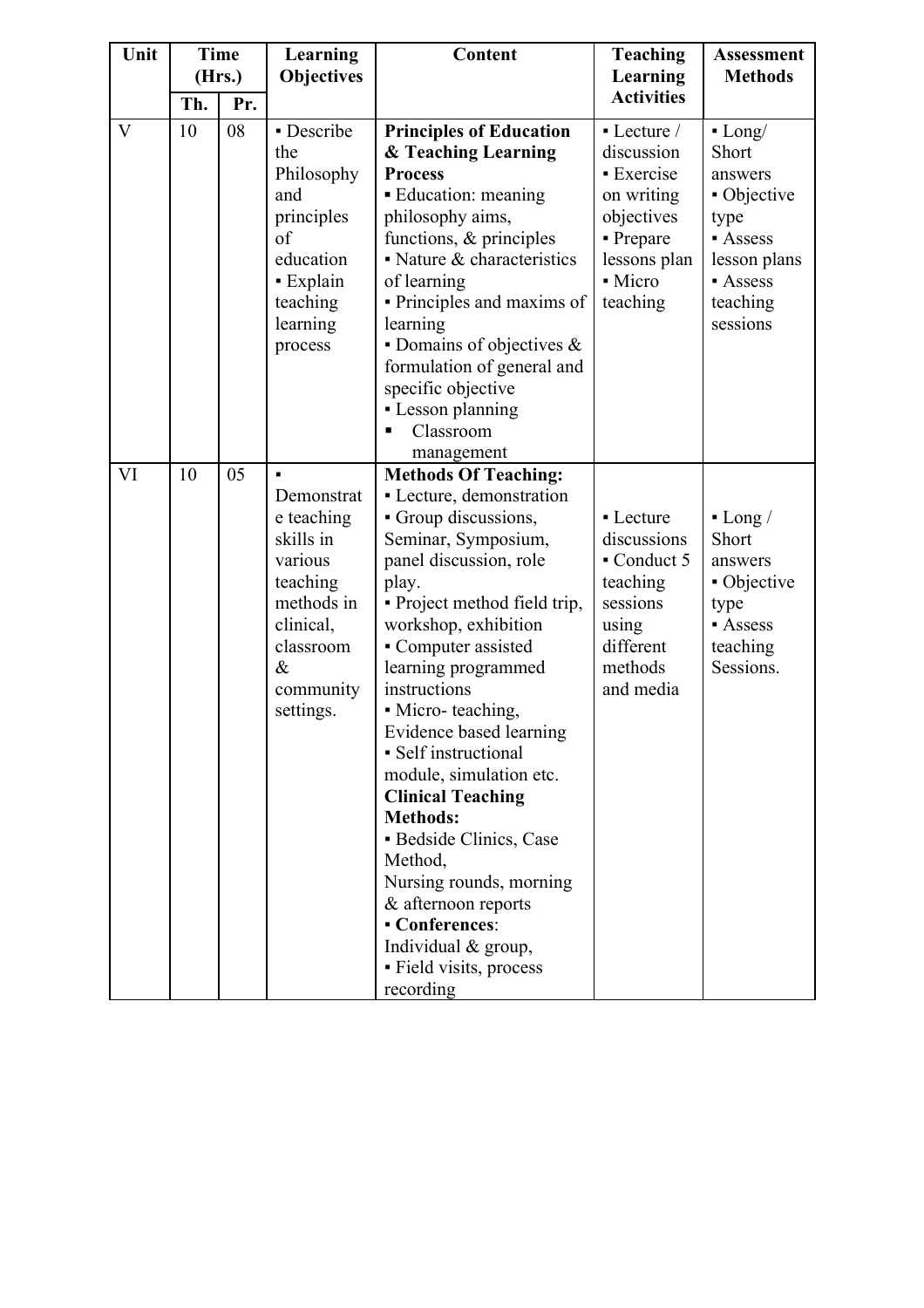| Unit | Time (Hrs.) | | Learning Objectives | Content | Teaching Learning Activities | Assessment Methods |
|---|---|---|---|---|---|---|
| | Th. | Pr. | | | | |
| V | 10 | 08 | ▪ Describe the Philosophy and principles of education<br>▪ Explain teaching learning process | **Principles of Education & Teaching Learning Process**<br>▪ Education: meaning philosophy aims, functions, & principles<br>▪ Nature & characteristics of learning<br>▪ Principles and maxims of learning<br>▪ Domains of objectives & formulation of general and specific objective<br>▪ Lesson planning<br>▪ Classroom management | ▪ Lecture / discussion<br>▪ Exercise on writing objectives<br>▪ Prepare lessons plan<br>▪ Micro teaching | ▪ Long/ Short answers<br>▪ Objective type<br>▪ Assess lesson plans<br>▪ Assess teaching sessions |
| VI | 10 | 05 | ▪ Demonstrate teaching skills in various teaching methods in clinical, classroom & community settings. | **Methods Of Teaching:**<br>▪ Lecture, demonstration<br>▪ Group discussions, Seminar, Symposium, panel discussion, role play.<br>▪ Project method field trip, workshop, exhibition<br>▪ Computer assisted learning programmed instructions<br>▪ Micro- teaching, Evidence based learning<br>▪ Self instructional module, simulation etc.<br>**Clinical Teaching Methods:**<br>▪ Bedside Clinics, Case Method,<br>Nursing rounds, morning & afternoon reports<br>▪ **Conferences**: Individual & group,<br>▪ Field visits, process recording | ▪ Lecture discussions<br>▪ Conduct 5 teaching sessions using different methods and media | ▪ Long / Short answers<br>▪ Objective type<br>▪ Assess teaching Sessions. |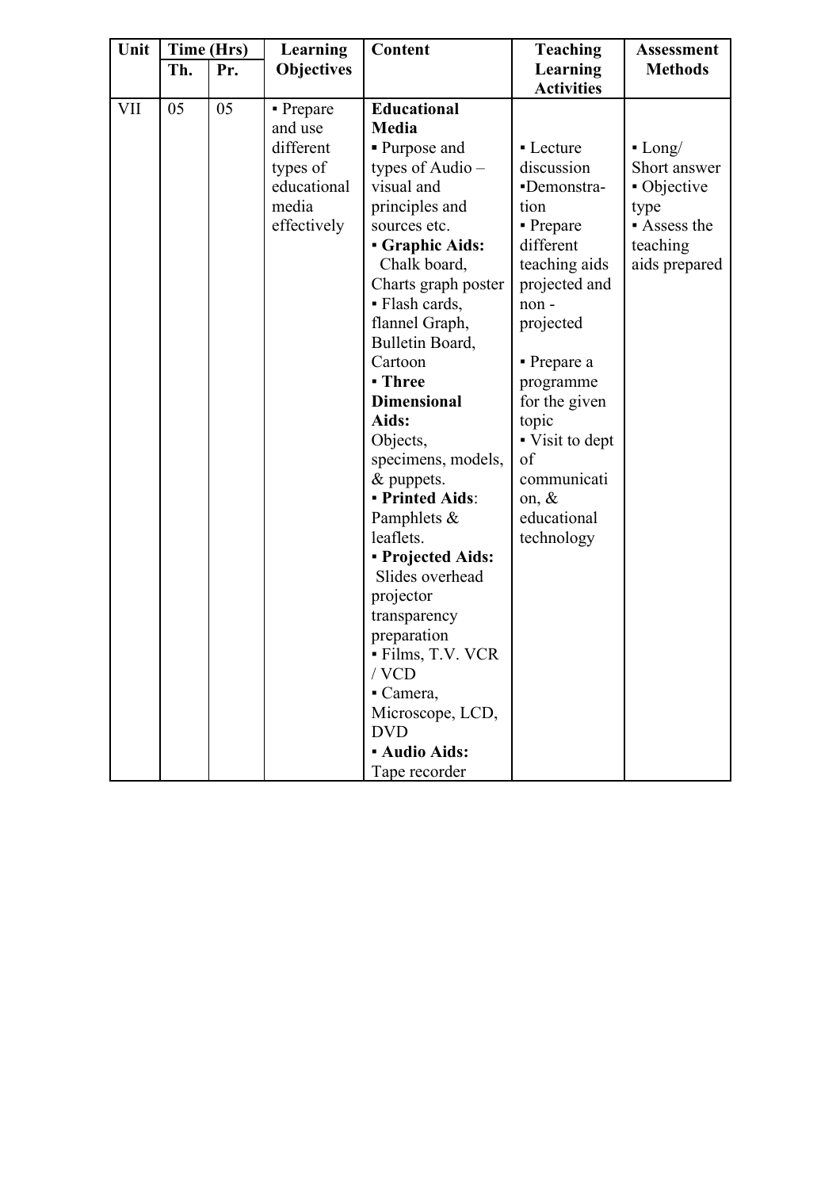| Unit | Time (Hrs) | | Learning Objectives | Content | Teaching Learning Activities | Assessment Methods |
|---|---|---|---|---|---|---|
| | Th. | Pr. | | | | |
| VII | 05 | 05 | ▪ Prepare and use different types of educational media effectively | **Educational Media**<br>▪ Purpose and types of Audio – visual and principles and sources etc.<br>▪ **Graphic Aids:** Chalk board, Charts graph poster<br>▪ Flash cards, flannel Graph, Bulletin Board, Cartoon<br>▪ **Three Dimensional Aids:** Objects, specimens, models, & puppets.<br>▪ **Printed Aids**: Pamphlets & leaflets.<br>▪ **Projected Aids:** Slides overhead projector transparency preparation<br>▪ Films, T.V. VCR / VCD<br>▪ Camera, Microscope, LCD, DVD<br>▪ **Audio Aids:** Tape recorder | ▪ Lecture discussion<br>▪Demonstration<br>▪ Prepare different teaching aids projected and non - projected<br>▪ Prepare a programme for the given topic<br>▪ Visit to dept of communication, & educational technology | ▪ Long/ Short answer<br>▪ Objective type<br>▪ Assess the teaching aids prepared |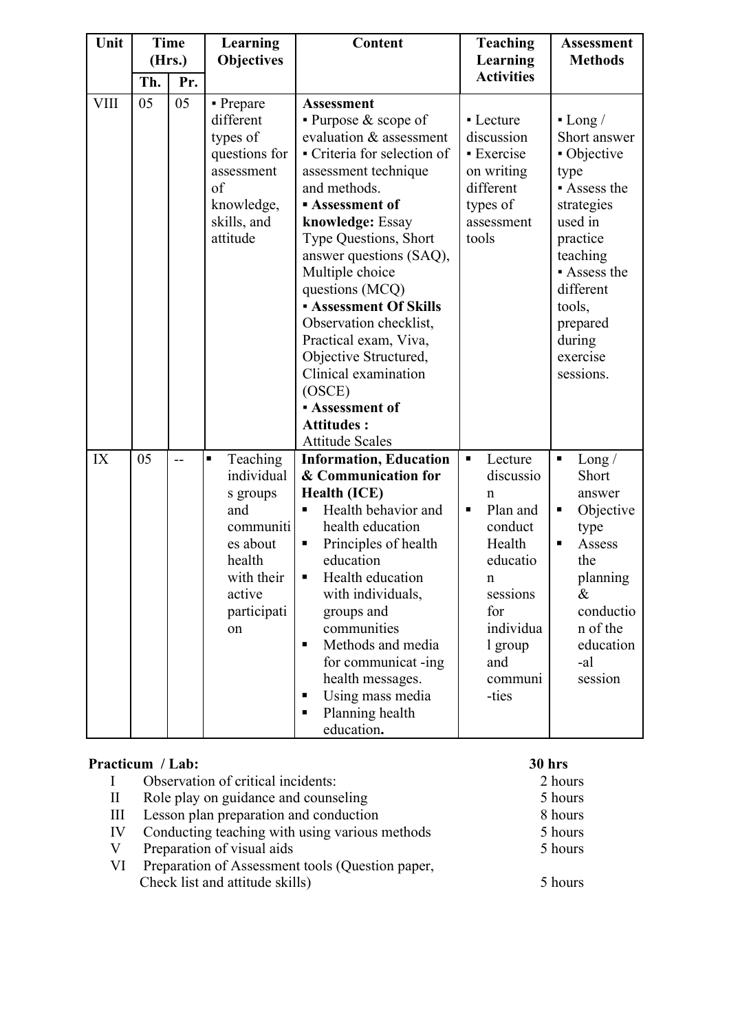| Unit | Time (Hrs.) | | Learning Objectives | Content | Teaching Learning Activities | Assessment Methods |
|---|---|---|---|---|---|---|
| | Th. | Pr. | | | | |
| VIII | 05 | 05 | ▪ Prepare different types of questions for assessment of knowledge, skills, and attitude | **Assessment**<br>▪ Purpose & scope of evaluation & assessment<br>▪ Criteria for selection of assessment technique and methods.<br>▪ **Assessment of knowledge:** Essay Type Questions, Short answer questions (SAQ), Multiple choice questions (MCQ)<br>▪ **Assessment Of Skills** Observation checklist, Practical exam, Viva, Objective Structured, Clinical examination (OSCE)<br>▪ **Assessment of Attitudes :** Attitude Scales | ▪ Lecture discussion<br>▪ Exercise on writing different types of assessment tools | ▪ Long / Short answer<br>▪ Objective type<br>▪ Assess the strategies used in practice teaching<br>▪ Assess the different tools, prepared during exercise sessions. |
| IX | 05 | -- | ▪ Teaching individuals groups and communities about health with their active participation | **Information, Education & Communication for Health (ICE)**<br>▪ Health behavior and health education<br>▪ Principles of health education<br>▪ Health education with individuals, groups and communities<br>▪ Methods and media for communicat -ing health messages.<br>▪ Using mass media<br>▪ Planning health education**.** | ▪ Lecture discussion<br>▪ Plan and conduct Health education sessions for individual group and communi -ties | ▪ Long / Short answer<br>▪ Objective type<br>▪ Assess the planning & conduction of the education -al session |

**Practicum / Lab:** **30 hrs**

| | | |
|---|---|---|
| I | Observation of critical incidents: | 2 hours |
| II | Role play on guidance and counseling | 5 hours |
| III | Lesson plan preparation and conduction | 8 hours |
| IV | Conducting teaching with using various methods | 5 hours |
| V | Preparation of visual aids | 5 hours |
| VI | Preparation of Assessment tools (Question paper, Check list and attitude skills) | 5 hours |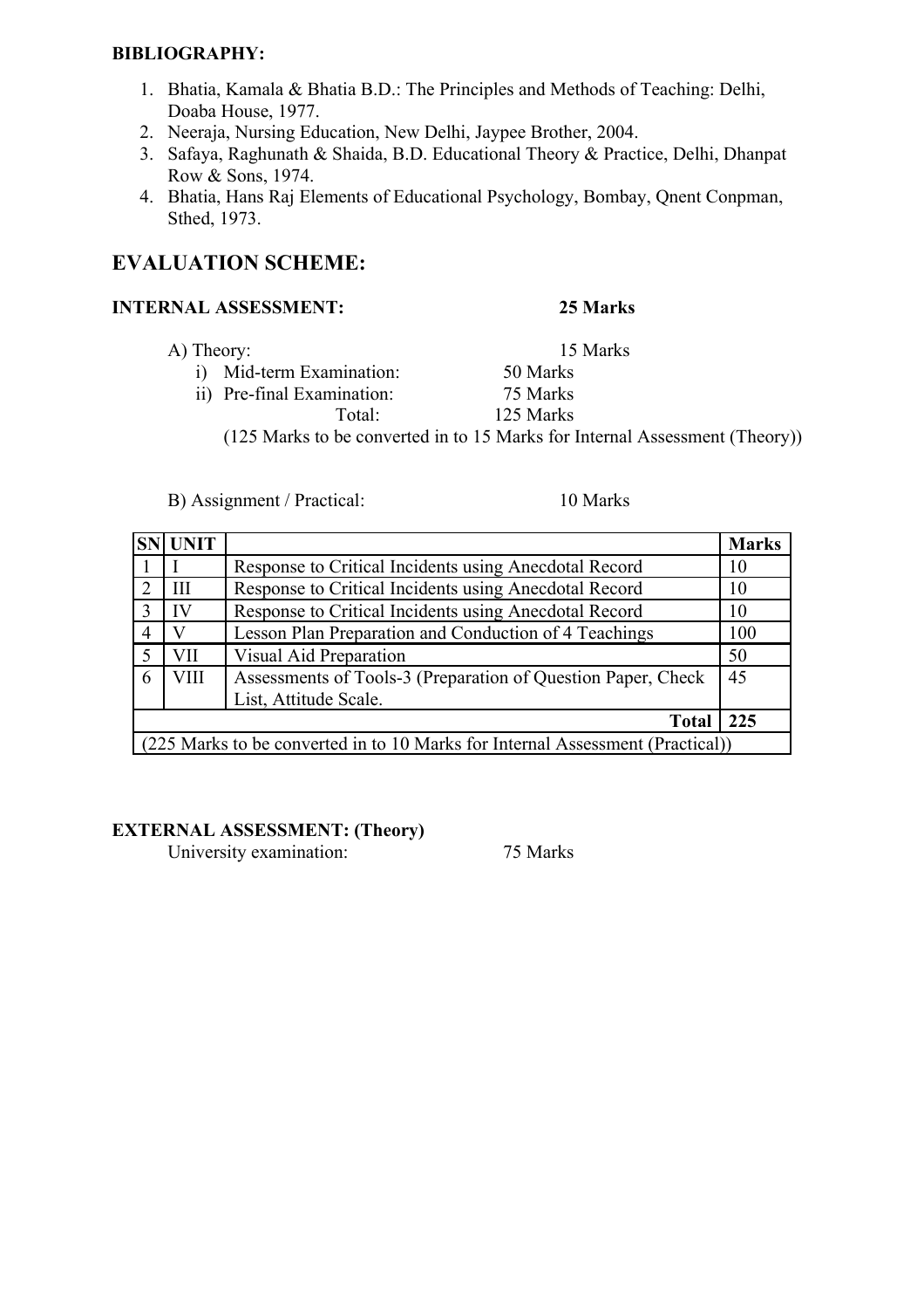**BIBLIOGRAPHY:**

1. Bhatia, Kamala & Bhatia B.D.: The Principles and Methods of Teaching: Delhi, Doaba House, 1977.
2. Neeraja, Nursing Education, New Delhi, Jaypee Brother, 2004.
3. Safaya, Raghunath & Shaida, B.D. Educational Theory & Practice, Delhi, Dhanpat Row & Sons, 1974.
4. Bhatia, Hans Raj Elements of Educational Psychology, Bombay, Qnent Conpman, Sthed, 1973.

## EVALUATION SCHEME:

**INTERNAL ASSESSMENT: 25 Marks**

A) Theory: 15 Marks

i) Mid-term Examination: 50 Marks
ii) Pre-final Examination: 75 Marks
Total: 125 Marks

(125 Marks to be converted in to 15 Marks for Internal Assessment (Theory))

B) Assignment / Practical: 10 Marks

| SN | UNIT | | Marks |
|---|---|---|---|
| 1 | I | Response to Critical Incidents using Anecdotal Record | 10 |
| 2 | III | Response to Critical Incidents using Anecdotal Record | 10 |
| 3 | IV | Response to Critical Incidents using Anecdotal Record | 10 |
| 4 | V | Lesson Plan Preparation and Conduction of 4 Teachings | 100 |
| 5 | VII | Visual Aid Preparation | 50 |
| 6 | VIII | Assessments of Tools-3 (Preparation of Question Paper, Check List, Attitude Scale. | 45 |
| | | **Total** | **225** |
| (225 Marks to be converted in to 10 Marks for Internal Assessment (Practical)) | | | |

**EXTERNAL ASSESSMENT: (Theory)**

University examination: 75 Marks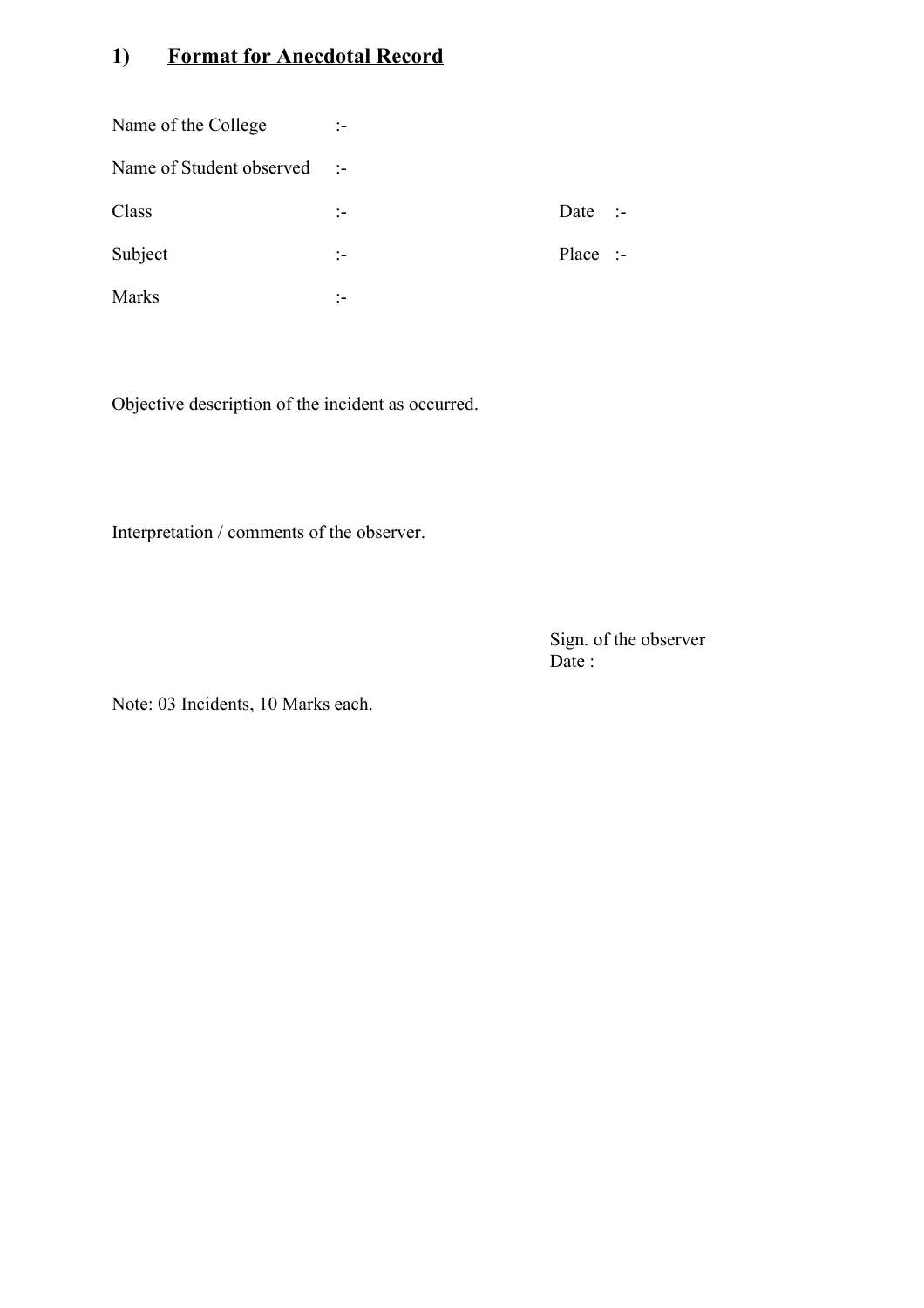## 1) <u>Format for Anecdotal Record</u>

Name of the College :-

Name of Student observed :-

Class :- Date :-

Subject :- Place :-

Marks :-

Objective description of the incident as occurred.

Interpretation / comments of the observer.

Sign. of the observer  
Date :

Note: 03 Incidents, 10 Marks each.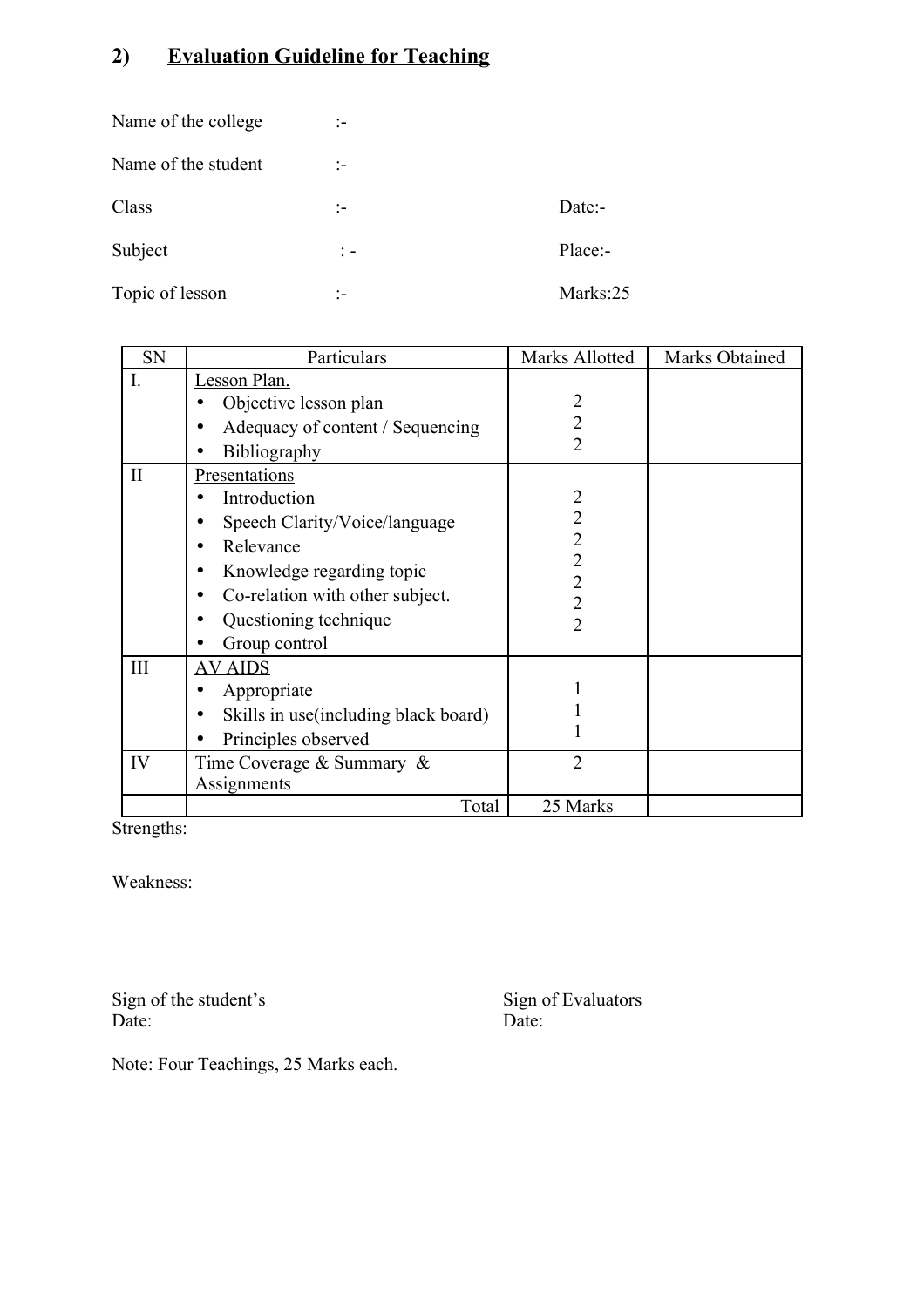## 2) Evaluation Guideline for Teaching

Name of the college :-

Name of the student :-

Class :- Date:-

Subject : - Place:-

Topic of lesson :- Marks:25

| SN | Particulars | Marks Allotted | Marks Obtained |
|---|---|---|---|
| I. | Lesson Plan.<br>• Objective lesson plan<br>• Adequacy of content / Sequencing<br>• Bibliography | <br>2<br>2<br>2 | |
| II | Presentations<br>• Introduction<br>• Speech Clarity/Voice/language<br>• Relevance<br>• Knowledge regarding topic<br>• Co-relation with other subject.<br>• Questioning technique<br>• Group control | <br>2<br>2<br>2<br>2<br>2<br>2<br>2 | |
| III | AV AIDS<br>• Appropriate<br>• Skills in use(including black board)<br>• Principles observed | <br>1<br>1<br>1 | |
| IV | Time Coverage & Summary & Assignments | 2 | |
| | Total | 25 Marks | |

Strengths:

Weakness:

Sign of the student's
Date:

Sign of Evaluators
Date:

Note: Four Teachings, 25 Marks each.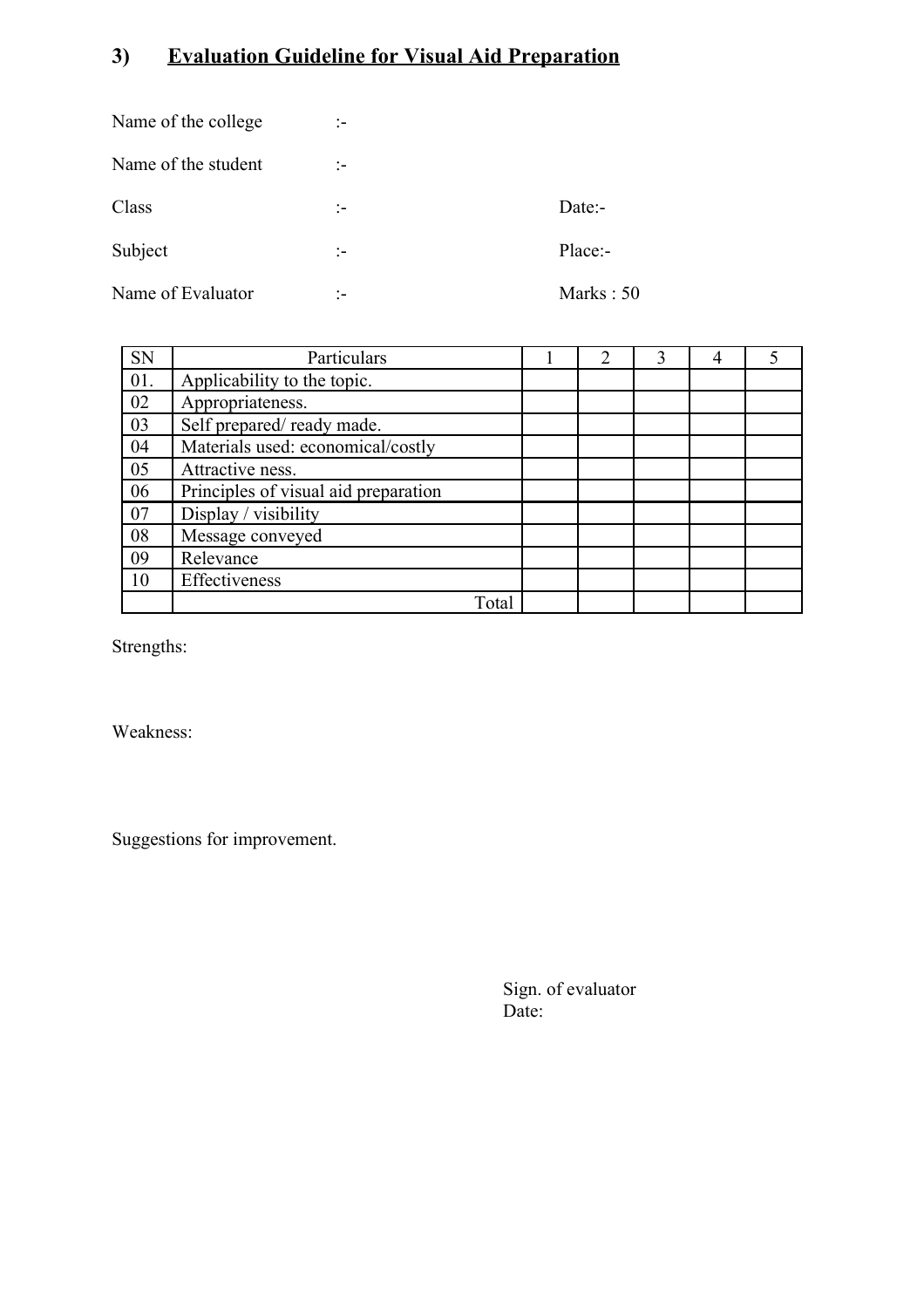## 3) Evaluation Guideline for Visual Aid Preparation

Name of the college :-

Name of the student :-

Class :- Date:-

Subject :- Place:-

Name of Evaluator :- Marks : 50

| SN | Particulars | 1 | 2 | 3 | 4 | 5 |
|---|---|---|---|---|---|---|
| 01. | Applicability to the topic. | | | | | |
| 02 | Appropriateness. | | | | | |
| 03 | Self prepared/ ready made. | | | | | |
| 04 | Materials used: economical/costly | | | | | |
| 05 | Attractive ness. | | | | | |
| 06 | Principles of visual aid preparation | | | | | |
| 07 | Display / visibility | | | | | |
| 08 | Message conveyed | | | | | |
| 09 | Relevance | | | | | |
| 10 | Effectiveness | | | | | |
| | Total | | | | | |

Strengths:

Weakness:

Suggestions for improvement.

Sign. of evaluator
Date: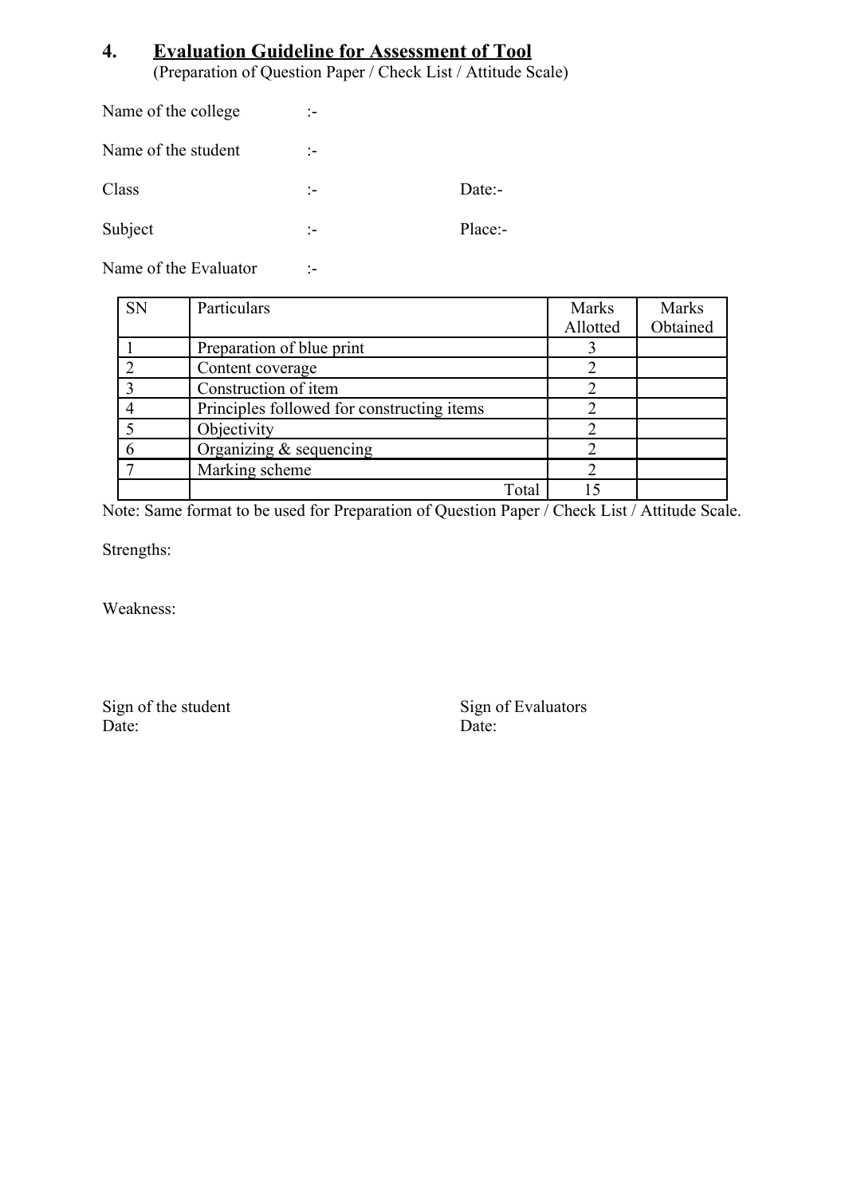## 4. Evaluation Guideline for Assessment of Tool

(Preparation of Question Paper / Check List / Attitude Scale)

Name of the college :-

Name of the student :-

Class :- Date:-

Subject :- Place:-

Name of the Evaluator :-

| SN | Particulars | Marks Allotted | Marks Obtained |
|---|---|---|---|
| 1 | Preparation of blue print | 3 | |
| 2 | Content coverage | 2 | |
| 3 | Construction of item | 2 | |
| 4 | Principles followed for constructing items | 2 | |
| 5 | Objectivity | 2 | |
| 6 | Organizing & sequencing | 2 | |
| 7 | Marking scheme | 2 | |
| | Total | 15 | |

Note: Same format to be used for Preparation of Question Paper / Check List / Attitude Scale.

Strengths:

Weakness:

Sign of the student
Date:

Sign of Evaluators
Date: